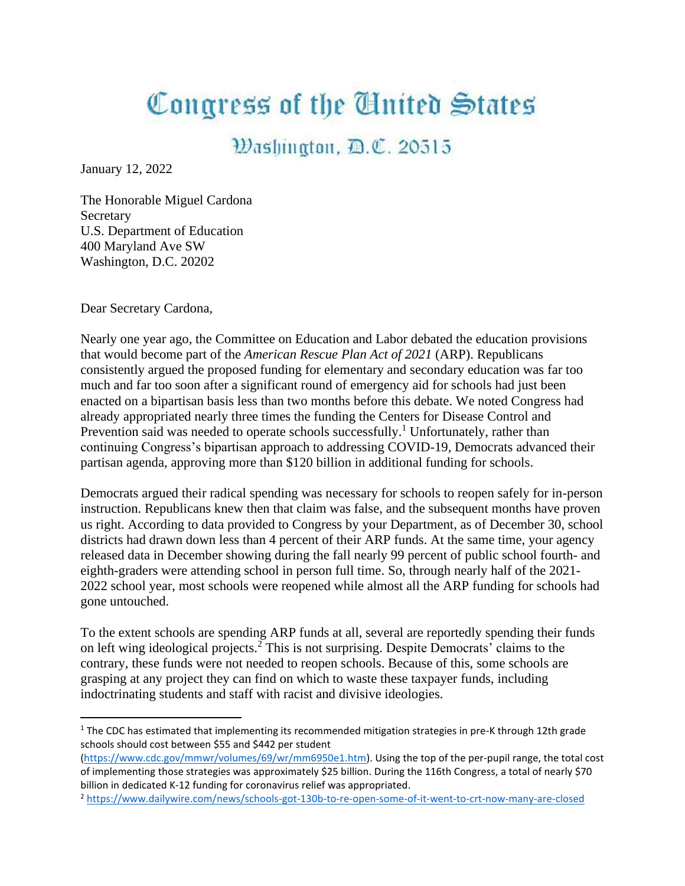# Congress of the United States

## Washington, D.C. 20515

January 12, 2022

The Honorable Miguel Cardona
Secretary
U.S. Department of Education
400 Maryland Ave SW
Washington, D.C. 20202

Dear Secretary Cardona,

Nearly one year ago, the Committee on Education and Labor debated the education provisions that would become part of the *American Rescue Plan Act of 2021* (ARP). Republicans consistently argued the proposed funding for elementary and secondary education was far too much and far too soon after a significant round of emergency aid for schools had just been enacted on a bipartisan basis less than two months before this debate. We noted Congress had already appropriated nearly three times the funding the Centers for Disease Control and Prevention said was needed to operate schools successfully.[1] Unfortunately, rather than continuing Congress's bipartisan approach to addressing COVID-19, Democrats advanced their partisan agenda, approving more than $120 billion in additional funding for schools.

Democrats argued their radical spending was necessary for schools to reopen safely for in-person instruction. Republicans knew then that claim was false, and the subsequent months have proven us right. According to data provided to Congress by your Department, as of December 30, school districts had drawn down less than 4 percent of their ARP funds. At the same time, your agency released data in December showing during the fall nearly 99 percent of public school fourth- and eighth-graders were attending school in person full time. So, through nearly half of the 2021-2022 school year, most schools were reopened while almost all the ARP funding for schools had gone untouched.

To the extent schools are spending ARP funds at all, several are reportedly spending their funds on left wing ideological projects.[2] This is not surprising. Despite Democrats' claims to the contrary, these funds were not needed to reopen schools. Because of this, some schools are grasping at any project they can find on which to waste these taxpayer funds, including indoctrinating students and staff with racist and divisive ideologies.

---

[1] The CDC has estimated that implementing its recommended mitigation strategies in pre-K through 12th grade schools should cost between $55 and $442 per student (https://www.cdc.gov/mmwr/volumes/69/wr/mm6950e1.htm). Using the top of the per-pupil range, the total cost of implementing those strategies was approximately $25 billion. During the 116th Congress, a total of nearly $70 billion in dedicated K-12 funding for coronavirus relief was appropriated.

[2] https://www.dailywire.com/news/schools-got-130b-to-re-open-some-of-it-went-to-crt-now-many-are-closed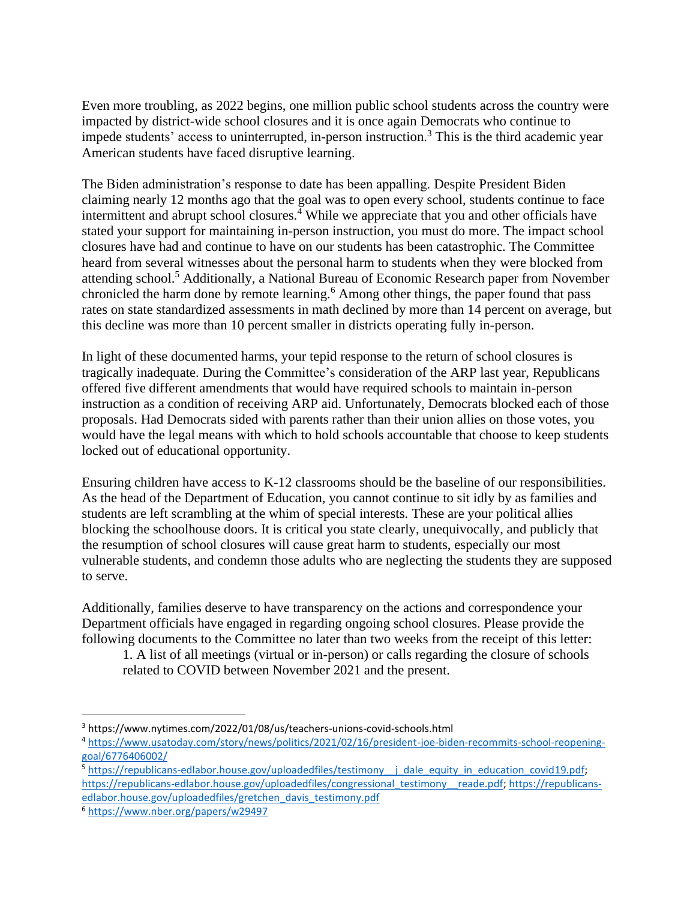Even more troubling, as 2022 begins, one million public school students across the country were impacted by district-wide school closures and it is once again Democrats who continue to impede students' access to uninterrupted, in-person instruction.[3] This is the third academic year American students have faced disruptive learning.

The Biden administration's response to date has been appalling. Despite President Biden claiming nearly 12 months ago that the goal was to open every school, students continue to face intermittent and abrupt school closures.[4] While we appreciate that you and other officials have stated your support for maintaining in-person instruction, you must do more. The impact school closures have had and continue to have on our students has been catastrophic. The Committee heard from several witnesses about the personal harm to students when they were blocked from attending school.[5] Additionally, a National Bureau of Economic Research paper from November chronicled the harm done by remote learning.[6] Among other things, the paper found that pass rates on state standardized assessments in math declined by more than 14 percent on average, but this decline was more than 10 percent smaller in districts operating fully in-person.

In light of these documented harms, your tepid response to the return of school closures is tragically inadequate. During the Committee's consideration of the ARP last year, Republicans offered five different amendments that would have required schools to maintain in-person instruction as a condition of receiving ARP aid. Unfortunately, Democrats blocked each of those proposals. Had Democrats sided with parents rather than their union allies on those votes, you would have the legal means with which to hold schools accountable that choose to keep students locked out of educational opportunity.

Ensuring children have access to K-12 classrooms should be the baseline of our responsibilities. As the head of the Department of Education, you cannot continue to sit idly by as families and students are left scrambling at the whim of special interests. These are your political allies blocking the schoolhouse doors. It is critical you state clearly, unequivocally, and publicly that the resumption of school closures will cause great harm to students, especially our most vulnerable students, and condemn those adults who are neglecting the students they are supposed to serve.

Additionally, families deserve to have transparency on the actions and correspondence your Department officials have engaged in regarding ongoing school closures. Please provide the following documents to the Committee no later than two weeks from the receipt of this letter:

1. A list of all meetings (virtual or in-person) or calls regarding the closure of schools related to COVID between November 2021 and the present.

---

[3] https://www.nytimes.com/2022/01/08/us/teachers-unions-covid-schools.html

[4] https://www.usatoday.com/story/news/politics/2021/02/16/president-joe-biden-recommits-school-reopening-goal/6776406002/

[5] https://republicans-edlabor.house.gov/uploadedfiles/testimony__j_dale_equity_in_education_covid19.pdf; https://republicans-edlabor.house.gov/uploadedfiles/congressional_testimony__reade.pdf; https://republicans-edlabor.house.gov/uploadedfiles/gretchen_davis_testimony.pdf

[6] https://www.nber.org/papers/w29497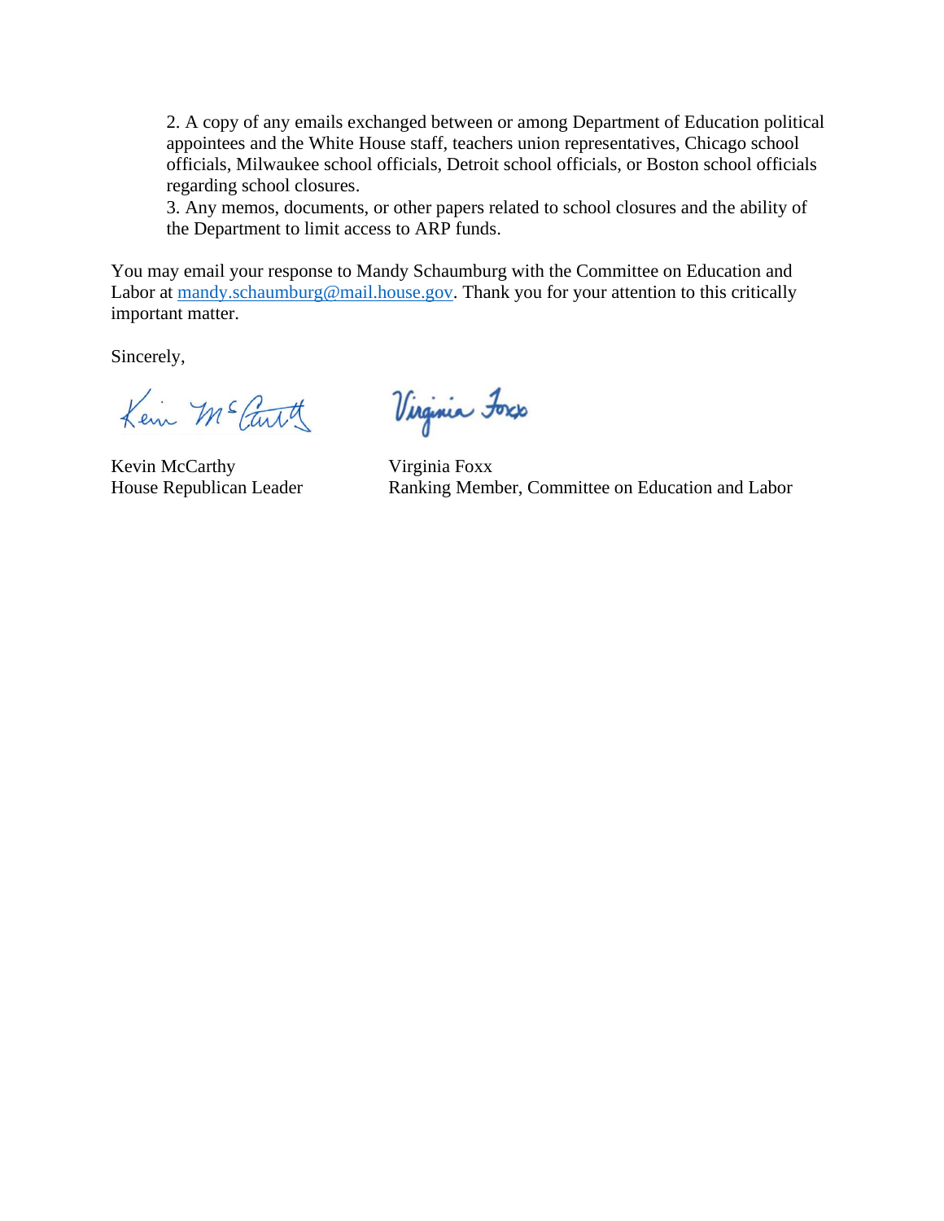2. A copy of any emails exchanged between or among Department of Education political appointees and the White House staff, teachers union representatives, Chicago school officials, Milwaukee school officials, Detroit school officials, or Boston school officials regarding school closures.
3. Any memos, documents, or other papers related to school closures and the ability of the Department to limit access to ARP funds.

You may email your response to Mandy Schaumburg with the Committee on Education and Labor at mandy.schaumburg@mail.house.gov. Thank you for your attention to this critically important matter.

Sincerely,

| | |
|---|---|
| Kevin McCarthy | Virginia Foxx |
| House Republican Leader | Ranking Member, Committee on Education and Labor |